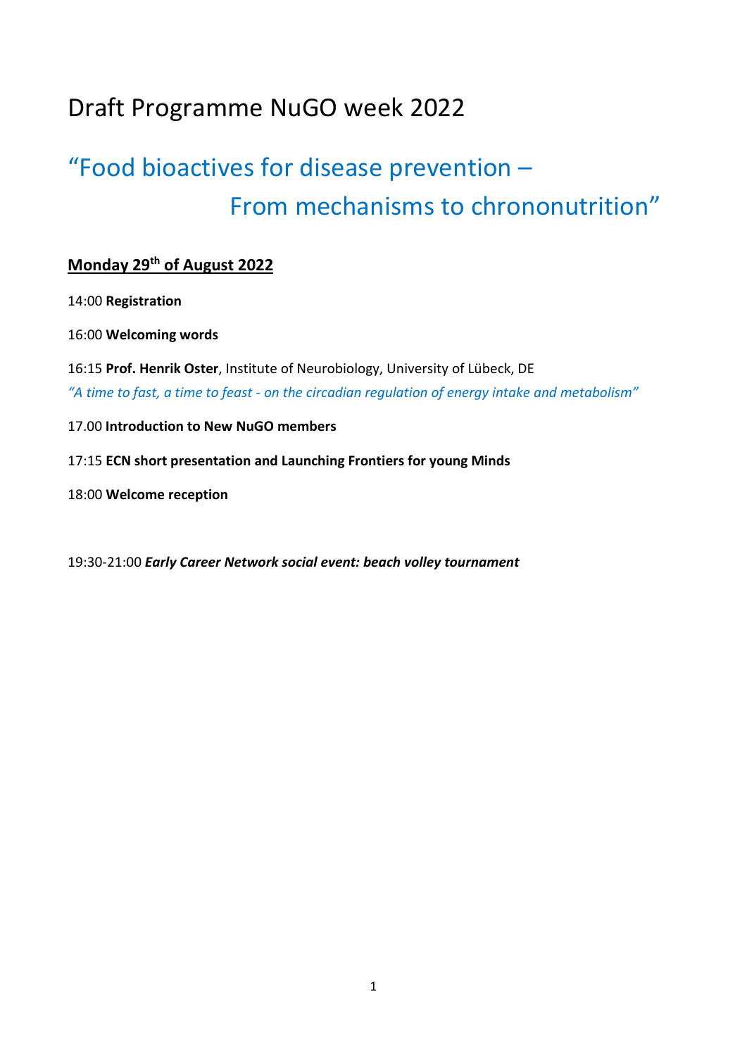# Draft Programme NuGO week 2022

## "Food bioactives for disease prevention – From mechanisms to chrononutrition"

### Monday 29th of August 2022

14:00 **Registration**

16:00 **Welcoming words**

16:15 **Prof. Henrik Oster**, Institute of Neurobiology, University of Lübeck, DE
*"A time to fast, a time to feast - on the circadian regulation of energy intake and metabolism"*

17.00 **Introduction to New NuGO members**

17:15 **ECN short presentation and Launching Frontiers for young Minds**

18:00 **Welcome reception**

19:30-21:00 ***Early Career Network social event: beach volley tournament***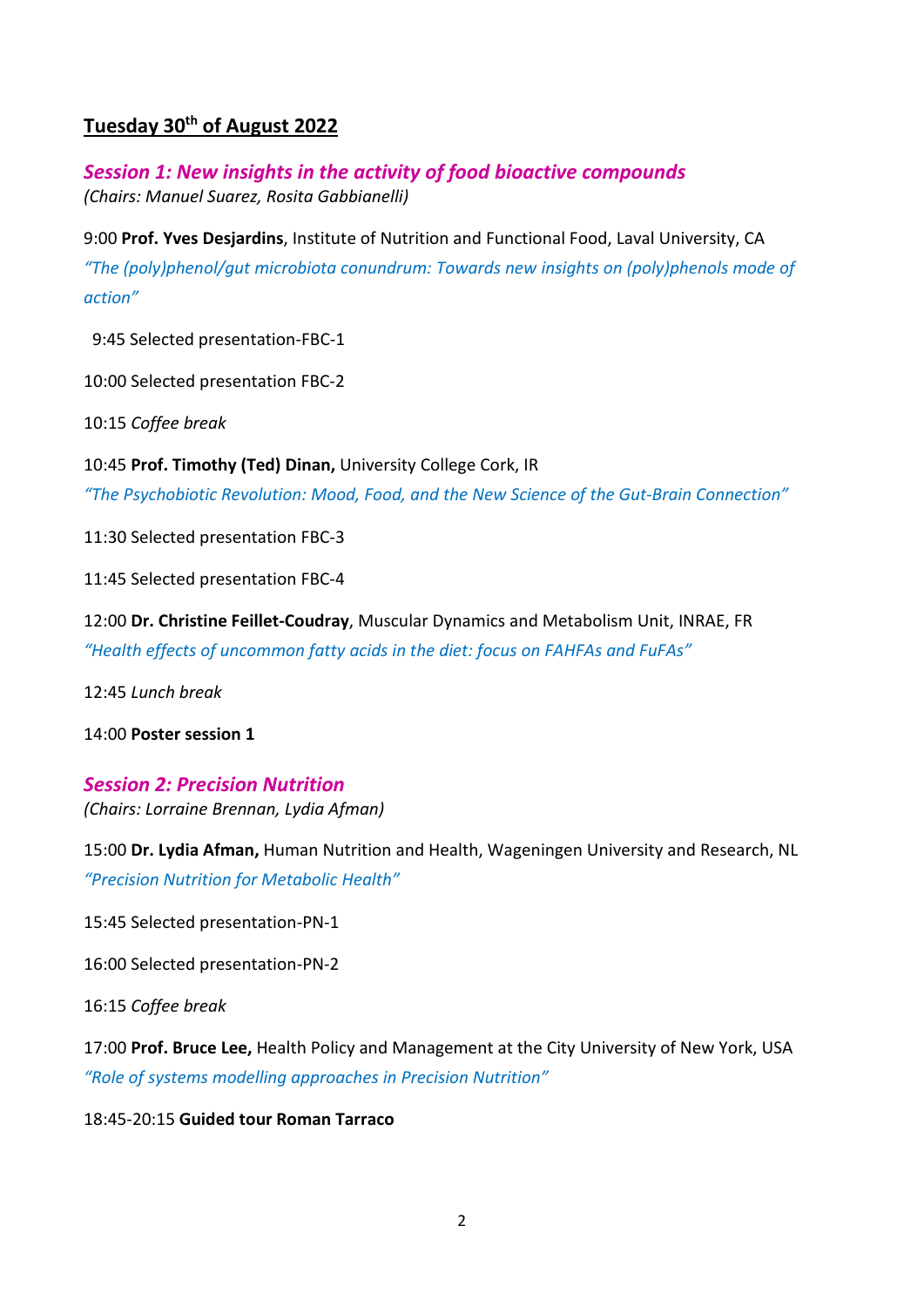## Tuesday 30th of August 2022

### *Session 1: New insights in the activity of food bioactive compounds*

*(Chairs: Manuel Suarez, Rosita Gabbianelli)*

9:00 **Prof. Yves Desjardins**, Institute of Nutrition and Functional Food, Laval University, CA
*"The (poly)phenol/gut microbiota conundrum: Towards new insights on (poly)phenols mode of action"*

9:45 Selected presentation-FBC-1

10:00 Selected presentation FBC-2

10:15 *Coffee break*

10:45 **Prof. Timothy (Ted) Dinan,** University College Cork, IR
*"The Psychobiotic Revolution: Mood, Food, and the New Science of the Gut-Brain Connection"*

11:30 Selected presentation FBC-3

11:45 Selected presentation FBC-4

12:00 **Dr. Christine Feillet-Coudray**, Muscular Dynamics and Metabolism Unit, INRAE, FR
*"Health effects of uncommon fatty acids in the diet: focus on FAHFAs and FuFAs"*

12:45 *Lunch break*

14:00 **Poster session 1**

### *Session 2: Precision Nutrition*

*(Chairs: Lorraine Brennan, Lydia Afman)*

15:00 **Dr. Lydia Afman,** Human Nutrition and Health, Wageningen University and Research, NL
*"Precision Nutrition for Metabolic Health"*

15:45 Selected presentation-PN-1

16:00 Selected presentation-PN-2

16:15 *Coffee break*

17:00 **Prof. Bruce Lee,** Health Policy and Management at the City University of New York, USA
*"Role of systems modelling approaches in Precision Nutrition"*

18:45-20:15 **Guided tour Roman Tarraco**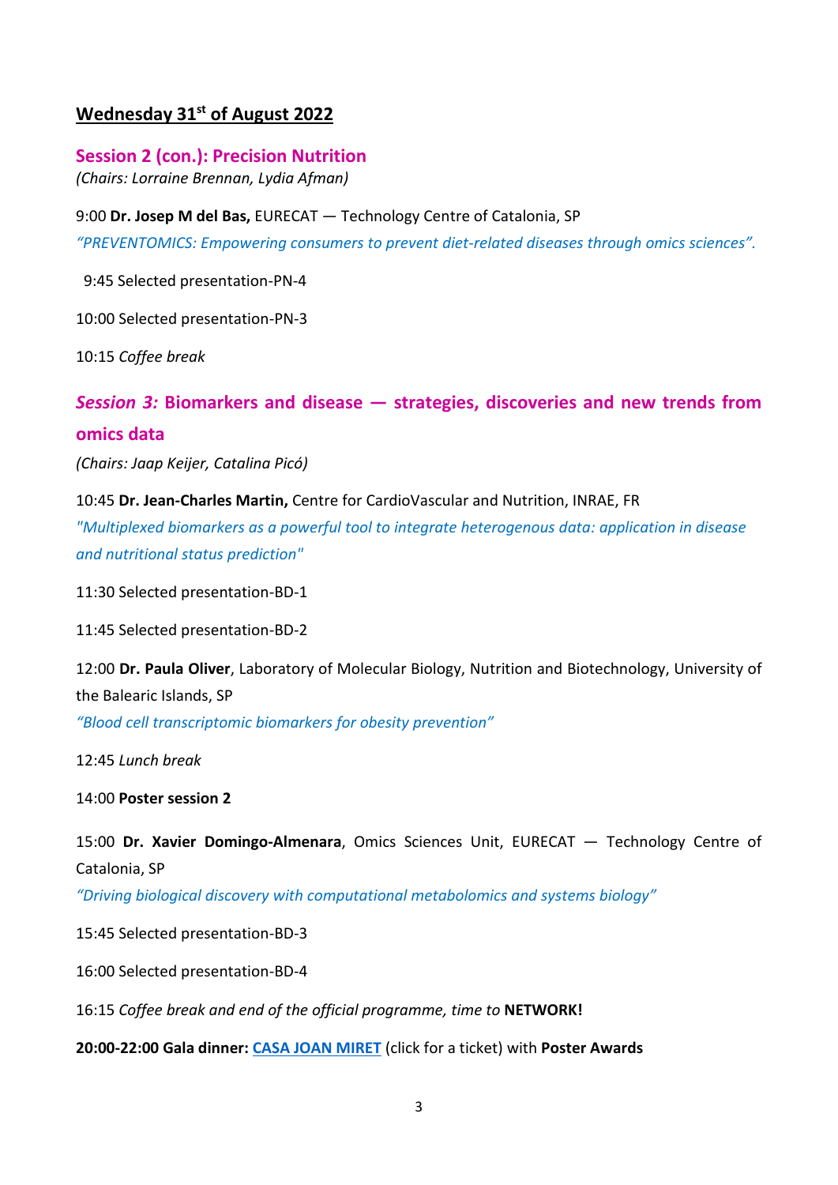## Wednesday 31st of August 2022

### Session 2 (con.): Precision Nutrition

*(Chairs: Lorraine Brennan, Lydia Afman)*

9:00 **Dr. Josep M del Bas,** EURECAT — Technology Centre of Catalonia, SP
*"PREVENTOMICS: Empowering consumers to prevent diet-related diseases through omics sciences".*

9:45 Selected presentation-PN-4

10:00 Selected presentation-PN-3

10:15 *Coffee break*

### *Session 3:* Biomarkers and disease — strategies, discoveries and new trends from omics data

*(Chairs: Jaap Keijer, Catalina Picó)*

10:45 **Dr. Jean-Charles Martin,** Centre for CardioVascular and Nutrition, INRAE, FR
*"Multiplexed biomarkers as a powerful tool to integrate heterogenous data: application in disease and nutritional status prediction"*

11:30 Selected presentation-BD-1

11:45 Selected presentation-BD-2

12:00 **Dr. Paula Oliver**, Laboratory of Molecular Biology, Nutrition and Biotechnology, University of the Balearic Islands, SP
*"Blood cell transcriptomic biomarkers for obesity prevention"*

12:45 *Lunch break*

14:00 **Poster session 2**

15:00 **Dr. Xavier Domingo-Almenara**, Omics Sciences Unit, EURECAT — Technology Centre of Catalonia, SP
*"Driving biological discovery with computational metabolomics and systems biology"*

15:45 Selected presentation-BD-3

16:00 Selected presentation-BD-4

16:15 *Coffee break and end of the official programme, time to* **NETWORK!**

**20:00-22:00 Gala dinner: CASA JOAN MIRET** (click for a ticket) with **Poster Awards**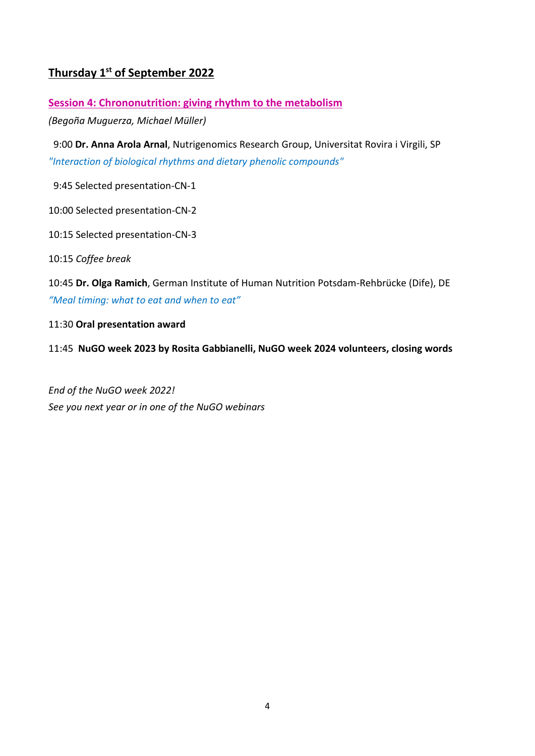## Thursday 1st of September 2022

### Session 4: Chrononutrition: giving rhythm to the metabolism

*(Begoña Muguerza, Michael Müller)*

9:00 **Dr. Anna Arola Arnal**, Nutrigenomics Research Group, Universitat Rovira i Virgili, SP
*"Interaction of biological rhythms and dietary phenolic compounds"*

9:45 Selected presentation-CN-1

10:00 Selected presentation-CN-2

10:15 Selected presentation-CN-3

10:15 *Coffee break*

10:45 **Dr. Olga Ramich**, German Institute of Human Nutrition Potsdam-Rehbrücke (Dife), DE
*"Meal timing: what to eat and when to eat"*

11:30 **Oral presentation award**

11:45 **NuGO week 2023 by Rosita Gabbianelli, NuGO week 2024 volunteers, closing words**

*End of the NuGO week 2022!*
*See you next year or in one of the NuGO webinars*